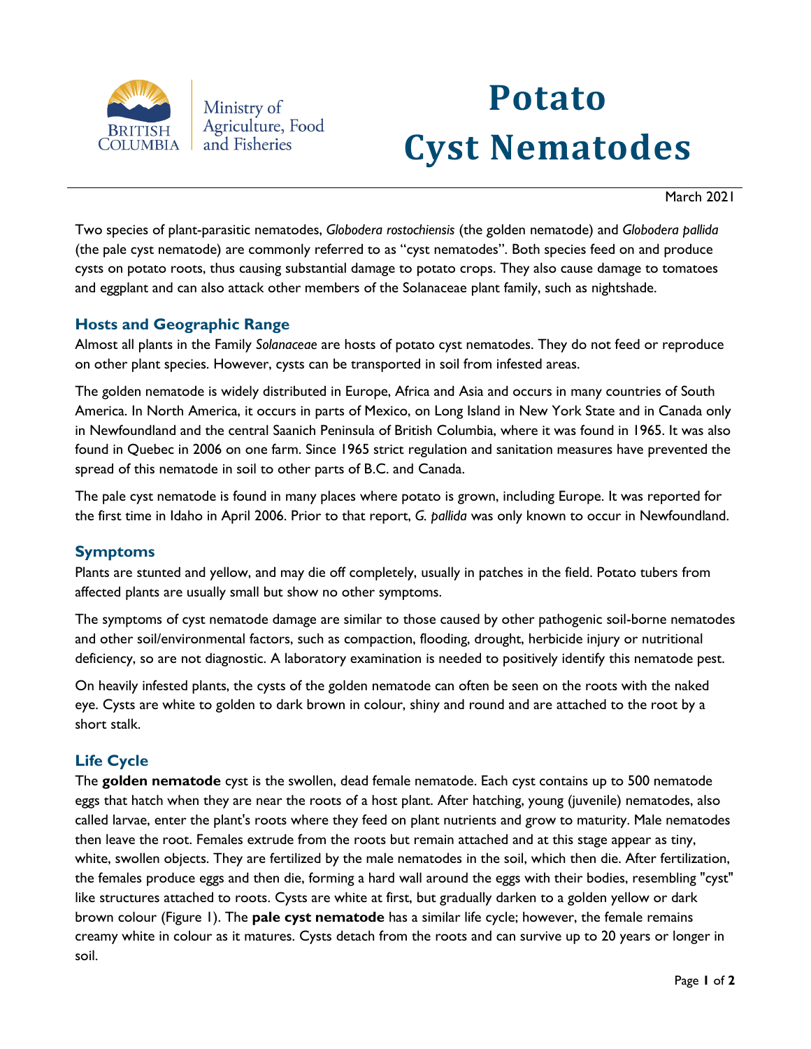Ministry of Agriculture, Food and Fisheries

# Potato Cyst Nematodes

March 2021

Two species of plant-parasitic nematodes, *Globodera rostochiensis* (the golden nematode) and *Globodera pallida* (the pale cyst nematode) are commonly referred to as “cyst nematodes”. Both species feed on and produce cysts on potato roots, thus causing substantial damage to potato crops. They also cause damage to tomatoes and eggplant and can also attack other members of the Solanaceae plant family, such as nightshade.

## Hosts and Geographic Range

Almost all plants in the Family *Solanaceae* are hosts of potato cyst nematodes. They do not feed or reproduce on other plant species. However, cysts can be transported in soil from infested areas.

The golden nematode is widely distributed in Europe, Africa and Asia and occurs in many countries of South America. In North America, it occurs in parts of Mexico, on Long Island in New York State and in Canada only in Newfoundland and the central Saanich Peninsula of British Columbia, where it was found in 1965. It was also found in Quebec in 2006 on one farm. Since 1965 strict regulation and sanitation measures have prevented the spread of this nematode in soil to other parts of B.C. and Canada.

The pale cyst nematode is found in many places where potato is grown, including Europe. It was reported for the first time in Idaho in April 2006. Prior to that report, *G. pallida* was only known to occur in Newfoundland.

## Symptoms

Plants are stunted and yellow, and may die off completely, usually in patches in the field. Potato tubers from affected plants are usually small but show no other symptoms.

The symptoms of cyst nematode damage are similar to those caused by other pathogenic soil-borne nematodes and other soil/environmental factors, such as compaction, flooding, drought, herbicide injury or nutritional deficiency, so are not diagnostic. A laboratory examination is needed to positively identify this nematode pest.

On heavily infested plants, the cysts of the golden nematode can often be seen on the roots with the naked eye. Cysts are white to golden to dark brown in colour, shiny and round and are attached to the root by a short stalk.

## Life Cycle

The **golden nematode** cyst is the swollen, dead female nematode. Each cyst contains up to 500 nematode eggs that hatch when they are near the roots of a host plant. After hatching, young (juvenile) nematodes, also called larvae, enter the plant's roots where they feed on plant nutrients and grow to maturity. Male nematodes then leave the root. Females extrude from the roots but remain attached and at this stage appear as tiny, white, swollen objects. They are fertilized by the male nematodes in the soil, which then die. After fertilization, the females produce eggs and then die, forming a hard wall around the eggs with their bodies, resembling "cyst" like structures attached to roots. Cysts are white at first, but gradually darken to a golden yellow or dark brown colour (Figure 1). The **pale cyst nematode** has a similar life cycle; however, the female remains creamy white in colour as it matures. Cysts detach from the roots and can survive up to 20 years or longer in soil.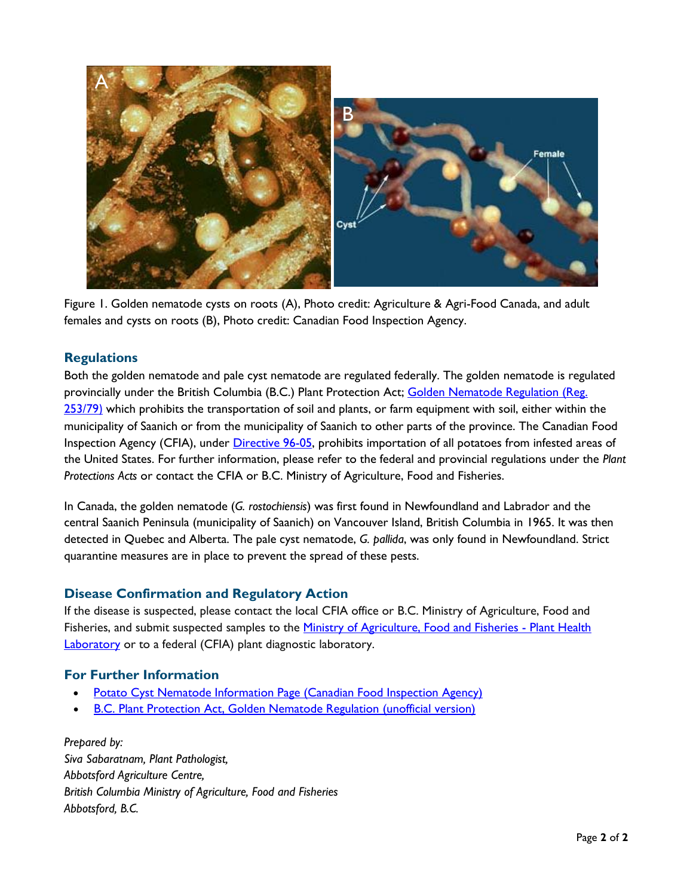Figure 1. Golden nematode cysts on roots (A), Photo credit: Agriculture & Agri-Food Canada, and adult females and cysts on roots (B), Photo credit: Canadian Food Inspection Agency.

## Regulations

Both the golden nematode and pale cyst nematode are regulated federally. The golden nematode is regulated provincially under the British Columbia (B.C.) Plant Protection Act; Golden Nematode Regulation (Reg. 253/79) which prohibits the transportation of soil and plants, or farm equipment with soil, either within the municipality of Saanich or from the municipality of Saanich to other parts of the province. The Canadian Food Inspection Agency (CFIA), under Directive 96-05, prohibits importation of all potatoes from infested areas of the United States. For further information, please refer to the federal and provincial regulations under the *Plant Protections Acts* or contact the CFIA or B.C. Ministry of Agriculture, Food and Fisheries.

In Canada, the golden nematode (*G. rostochiensis*) was first found in Newfoundland and Labrador and the central Saanich Peninsula (municipality of Saanich) on Vancouver Island, British Columbia in 1965. It was then detected in Quebec and Alberta. The pale cyst nematode, *G. pallida*, was only found in Newfoundland. Strict quarantine measures are in place to prevent the spread of these pests.

## Disease Confirmation and Regulatory Action

If the disease is suspected, please contact the local CFIA office or B.C. Ministry of Agriculture, Food and Fisheries, and submit suspected samples to the Ministry of Agriculture, Food and Fisheries - Plant Health Laboratory or to a federal (CFIA) plant diagnostic laboratory.

## For Further Information

- Potato Cyst Nematode Information Page (Canadian Food Inspection Agency)
- B.C. Plant Protection Act, Golden Nematode Regulation (unofficial version)

*Prepared by:*
*Siva Sabaratnam, Plant Pathologist,*
*Abbotsford Agriculture Centre,*
*British Columbia Ministry of Agriculture, Food and Fisheries*
*Abbotsford, B.C.*